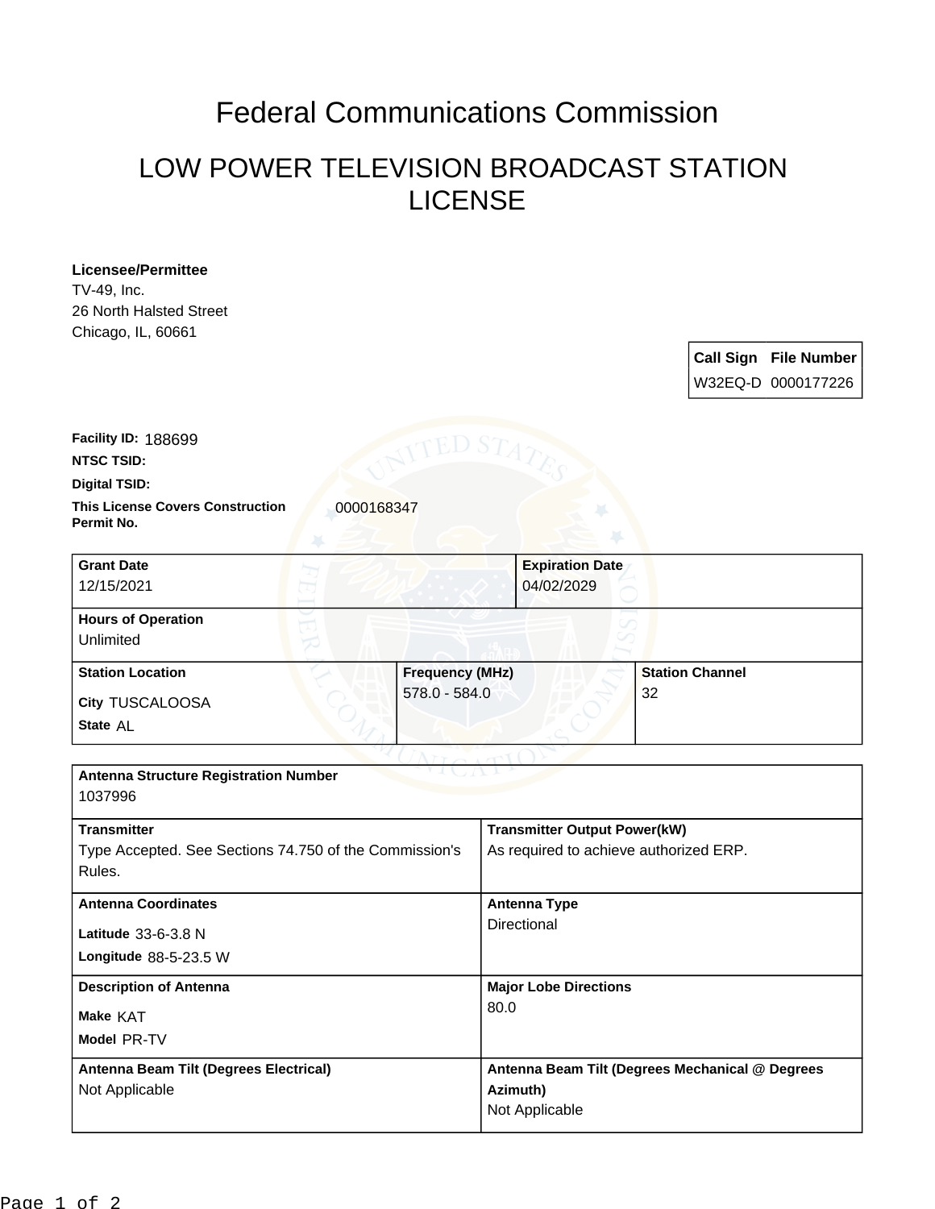# Federal Communications Commission

## LOW POWER TELEVISION BROADCAST STATION LICENSE

**Licensee/Permittee**
TV-49, Inc.
26 North Halsted Street
Chicago, IL, 60661

| Call Sign | File Number |
|---|---|
| W32EQ-D | 0000177226 |

**Facility ID:** 188699

**NTSC TSID:**

**Digital TSID:**

**This License Covers Construction Permit No.** 0000168347

| Grant Date | Expiration Date |
|---|---|
| 12/15/2021 | 04/02/2029 |

**Hours of Operation**
Unlimited

| Station Location | Frequency (MHz) | Station Channel |
|---|---|---|
| City TUSCALOOSA<br>State AL | 578.0 - 584.0 | 32 |

**Antenna Structure Registration Number**
1037996

| Transmitter | Transmitter Output Power(kW) |
|---|---|
| Type Accepted. See Sections 74.750 of the Commission's Rules. | As required to achieve authorized ERP. |

| Antenna Coordinates | Antenna Type |
|---|---|
| Latitude 33-6-3.8 N<br>Longitude 88-5-23.5 W | Directional |

| Description of Antenna | Major Lobe Directions |
|---|---|
| Make KAT<br>Model PR-TV | 80.0 |

| Antenna Beam Tilt (Degrees Electrical) | Antenna Beam Tilt (Degrees Mechanical @ Degrees Azimuth) |
|---|---|
| Not Applicable | Not Applicable |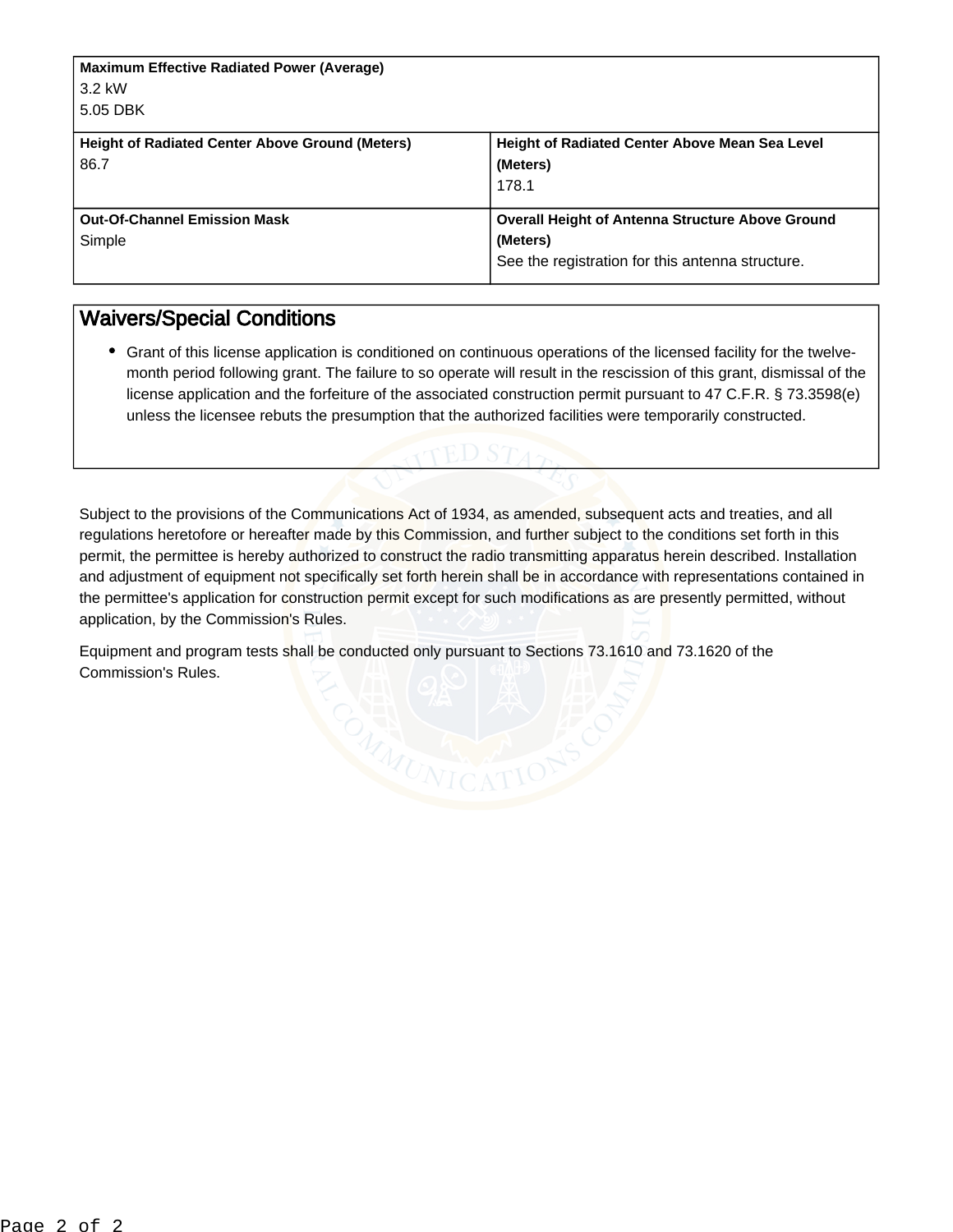| | |
|---|---|
| **Maximum Effective Radiated Power (Average)**<br>3.2 kW<br>5.05 DBK | |
| **Height of Radiated Center Above Ground (Meters)**<br>86.7 | **Height of Radiated Center Above Mean Sea Level (Meters)**<br>178.1 |
| **Out-Of-Channel Emission Mask**<br>Simple | **Overall Height of Antenna Structure Above Ground (Meters)**<br>See the registration for this antenna structure. |

## Waivers/Special Conditions

- Grant of this license application is conditioned on continuous operations of the licensed facility for the twelve-month period following grant. The failure to so operate will result in the rescission of this grant, dismissal of the license application and the forfeiture of the associated construction permit pursuant to 47 C.F.R. § 73.3598(e) unless the licensee rebuts the presumption that the authorized facilities were temporarily constructed.

Subject to the provisions of the Communications Act of 1934, as amended, subsequent acts and treaties, and all regulations heretofore or hereafter made by this Commission, and further subject to the conditions set forth in this permit, the permittee is hereby authorized to construct the radio transmitting apparatus herein described. Installation and adjustment of equipment not specifically set forth herein shall be in accordance with representations contained in the permittee's application for construction permit except for such modifications as are presently permitted, without application, by the Commission's Rules.

Equipment and program tests shall be conducted only pursuant to Sections 73.1610 and 73.1620 of the Commission's Rules.